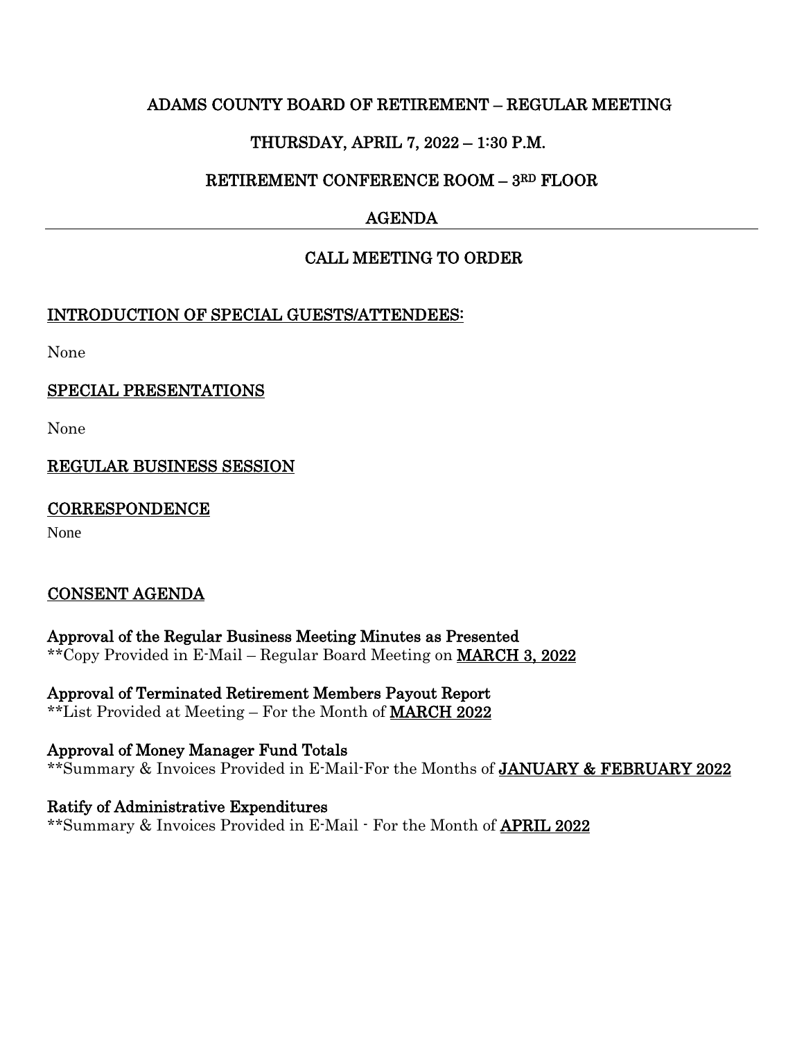# ADAMS COUNTY BOARD OF RETIREMENT – REGULAR MEETING

## THURSDAY, APRIL 7, 2022 – 1:30 P.M.

## RETIREMENT CONFERENCE ROOM – 3RD FLOOR

## AGENDA

---

## CALL MEETING TO ORDER

### INTRODUCTION OF SPECIAL GUESTS/ATTENDEES:

None

### SPECIAL PRESENTATIONS

None

### REGULAR BUSINESS SESSION

### CORRESPONDENCE

None

### CONSENT AGENDA

**Approval of the Regular Business Meeting Minutes as Presented**
**Copy Provided in E-Mail – Regular Board Meeting on **MARCH 3, 2022**

**Approval of Terminated Retirement Members Payout Report**
**List Provided at Meeting – For the Month of **MARCH 2022**

**Approval of Money Manager Fund Totals**
**Summary & Invoices Provided in E-Mail-For the Months of **JANUARY & FEBRUARY 2022**

**Ratify of Administrative Expenditures**
**Summary & Invoices Provided in E-Mail - For the Month of **APRIL 2022**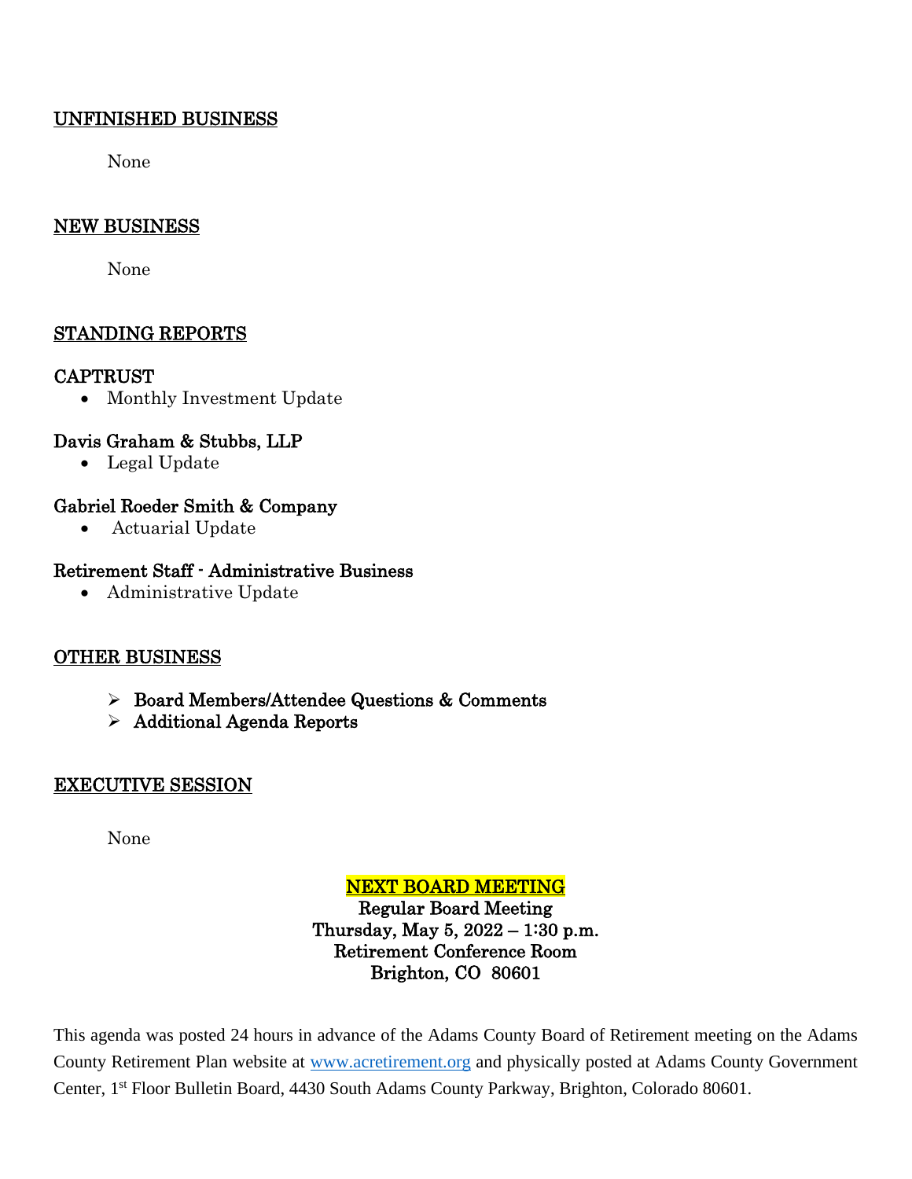## UNFINISHED BUSINESS

None

## NEW BUSINESS

None

## STANDING REPORTS

### CAPTRUST

- Monthly Investment Update

### Davis Graham & Stubbs, LLP

- Legal Update

### Gabriel Roeder Smith & Company

- Actuarial Update

### Retirement Staff - Administrative Business

- Administrative Update

## OTHER BUSINESS

- **Board Members/Attendee Questions & Comments**
- **Additional Agenda Reports**

## EXECUTIVE SESSION

None

**NEXT BOARD MEETING**
**Regular Board Meeting**
**Thursday, May 5, 2022 – 1:30 p.m.**
**Retirement Conference Room**
**Brighton, CO 80601**

This agenda was posted 24 hours in advance of the Adams County Board of Retirement meeting on the Adams County Retirement Plan website at www.acretirement.org and physically posted at Adams County Government Center, 1st Floor Bulletin Board, 4430 South Adams County Parkway, Brighton, Colorado 80601.